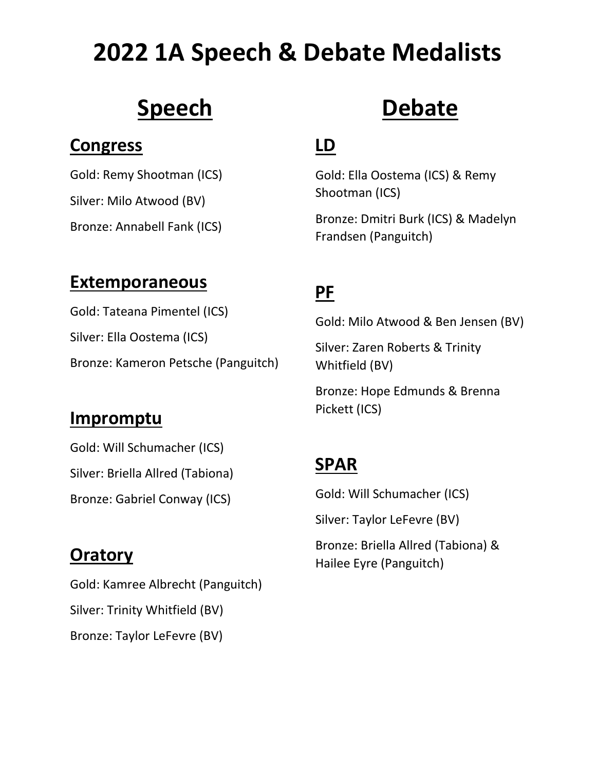# 2022 1A Speech & Debate Medalists

## Speech

### Congress

Gold: Remy Shootman (ICS)

Silver: Milo Atwood (BV)

Bronze: Annabell Fank (ICS)

### Extemporaneous

Gold: Tateana Pimentel (ICS)

Silver: Ella Oostema (ICS)

Bronze: Kameron Petsche (Panguitch)

### Impromptu

Gold: Will Schumacher (ICS)

Silver: Briella Allred (Tabiona)

Bronze: Gabriel Conway (ICS)

### Oratory

Gold: Kamree Albrecht (Panguitch)

Silver: Trinity Whitfield (BV)

Bronze: Taylor LeFevre (BV)

## Debate

### LD

Gold: Ella Oostema (ICS) & Remy Shootman (ICS)

Bronze: Dmitri Burk (ICS) & Madelyn Frandsen (Panguitch)

### PF

Gold: Milo Atwood & Ben Jensen (BV)

Silver: Zaren Roberts & Trinity Whitfield (BV)

Bronze: Hope Edmunds & Brenna Pickett (ICS)

### SPAR

Gold: Will Schumacher (ICS)

Silver: Taylor LeFevre (BV)

Bronze: Briella Allred (Tabiona) & Hailee Eyre (Panguitch)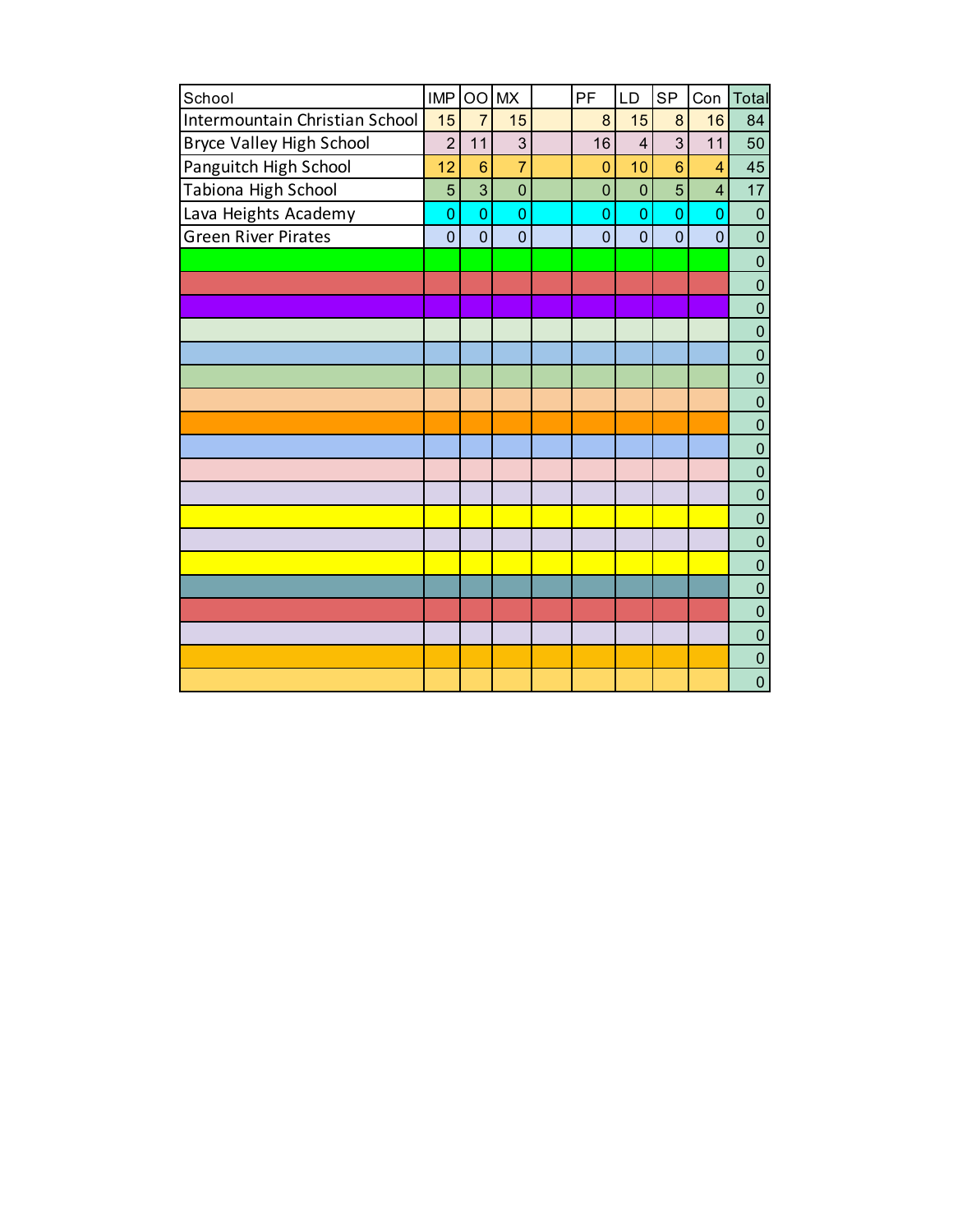| School | IMP | OO | MX | | PF | LD | SP | Con | Total |
|---|---|---|---|---|---|---|---|---|---|
| Intermountain Christian School | 15 | 7 | 15 | | 8 | 15 | 8 | 16 | 84 |
| Bryce Valley High School | 2 | 11 | 3 | | 16 | 4 | 3 | 11 | 50 |
| Panguitch High School | 12 | 6 | 7 | | 0 | 10 | 6 | 4 | 45 |
| Tabiona High School | 5 | 3 | 0 | | 0 | 0 | 5 | 4 | 17 |
| Lava Heights Academy | 0 | 0 | 0 | | 0 | 0 | 0 | 0 | 0 |
| Green River Pirates | 0 | 0 | 0 | | 0 | 0 | 0 | 0 | 0 |
| | | | | | | | | | 0 |
| | | | | | | | | | 0 |
| | | | | | | | | | 0 |
| | | | | | | | | | 0 |
| | | | | | | | | | 0 |
| | | | | | | | | | 0 |
| | | | | | | | | | 0 |
| | | | | | | | | | 0 |
| | | | | | | | | | 0 |
| | | | | | | | | | 0 |
| | | | | | | | | | 0 |
| | | | | | | | | | 0 |
| | | | | | | | | | 0 |
| | | | | | | | | | 0 |
| | | | | | | | | | 0 |
| | | | | | | | | | 0 |
| | | | | | | | | | 0 |
| | | | | | | | | | 0 |
| | | | | | | | | | 0 |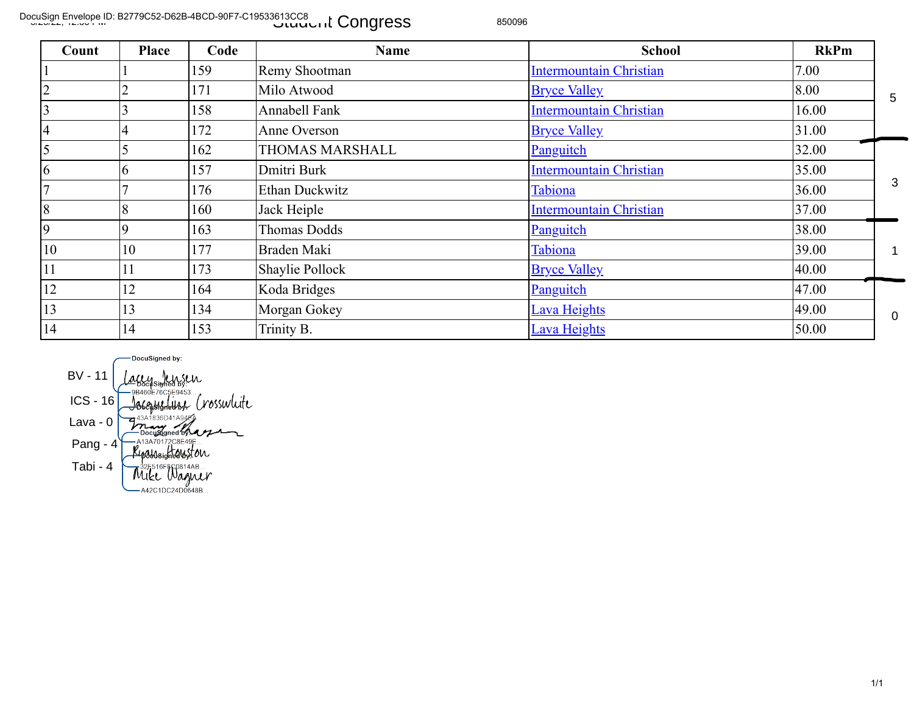DocuSign Envelope ID: B2779C52-D62B-4BCD-90F7-C19533613CC8

# Student Congress

850096

| Count | Place | Code | Name | School | RkPm |
|---|---|---|---|---|---|
| 1 | 1 | 159 | Remy Shootman | Intermountain Christian | 7.00 |
| 2 | 2 | 171 | Milo Atwood | Bryce Valley | 8.00 |
| 3 | 3 | 158 | Annabell Fank | Intermountain Christian | 16.00 |
| 4 | 4 | 172 | Anne Overson | Bryce Valley | 31.00 |
| 5 | 5 | 162 | THOMAS MARSHALL | Panguitch | 32.00 |
| 6 | 6 | 157 | Dmitri Burk | Intermountain Christian | 35.00 |
| 7 | 7 | 176 | Ethan Duckwitz | Tabiona | 36.00 |
| 8 | 8 | 160 | Jack Heiple | Intermountain Christian | 37.00 |
| 9 | 9 | 163 | Thomas Dodds | Panguitch | 38.00 |
| 10 | 10 | 177 | Braden Maki | Tabiona | 39.00 |
| 11 | 11 | 173 | Shaylie Pollock | Bryce Valley | 40.00 |
| 12 | 12 | 164 | Koda Bridges | Panguitch | 47.00 |
| 13 | 13 | 134 | Morgan Gokey | Lava Heights | 49.00 |
| 14 | 14 | 153 | Trinity B. | Lava Heights | 50.00 |

5

3

1

0

BV - 11

ICS - 16

Lava - 0

Pang - 4

Tabi - 4

DocuSigned by: Lacey Jensen — 9B460E76C5E9453...

DocuSigned by: Jacqueline Crosswhite — 43A1836D41A94...

DocuSigned by: — A13A70172C8E49F...

DocuSigned by: Ryan Houston — 32E516F8C0814AB...

DocuSigned by: Mike Wagner — A42C1DC24D0648B...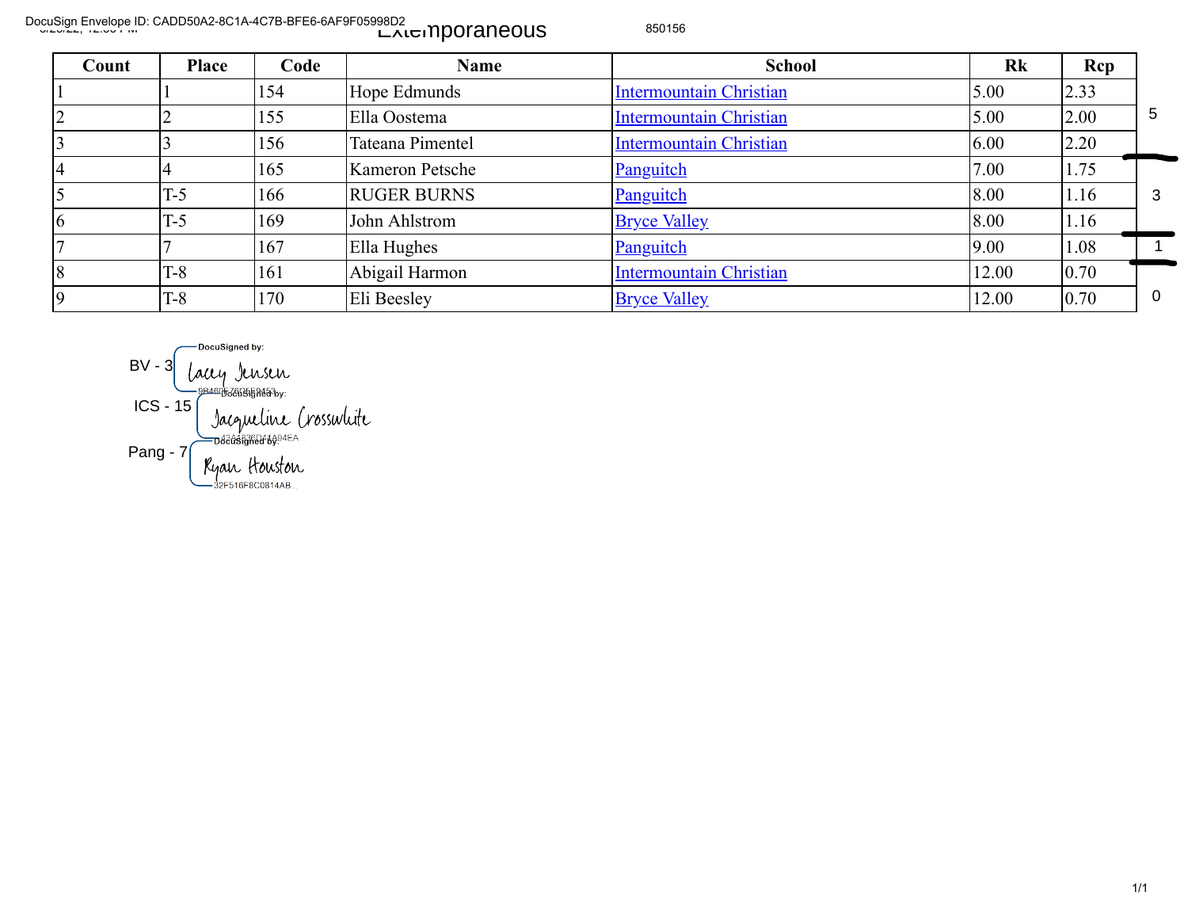# Extemporaneous

850156

| Count | Place | Code | Name | School | Rk | Rcp | |
|---|---|---|---|---|---|---|---|
| 1 | 1 | 154 | Hope Edmunds | Intermountain Christian | 5.00 | 2.33 | |
| 2 | 2 | 155 | Ella Oostema | Intermountain Christian | 5.00 | 2.00 | 5 |
| 3 | 3 | 156 | Tateana Pimentel | Intermountain Christian | 6.00 | 2.20 | |
| 4 | 4 | 165 | Kameron Petsche | Panguitch | 7.00 | 1.75 | |
| 5 | T-5 | 166 | RUGER BURNS | Panguitch | 8.00 | 1.16 | 3 |
| 6 | T-5 | 169 | John Ahlstrom | Bryce Valley | 8.00 | 1.16 | |
| 7 | 7 | 167 | Ella Hughes | Panguitch | 9.00 | 1.08 | 1 |
| 8 | T-8 | 161 | Abigail Harmon | Intermountain Christian | 12.00 | 0.70 | |
| 9 | T-8 | 170 | Eli Beesley | Bryce Valley | 12.00 | 0.70 | 0 |

BV - 3 — DocuSigned by: Lacey Jensen

ICS - 15 — DocuSigned by: Jacqueline Crosswhite

Pang - 7 — DocuSigned by: Ryan Houston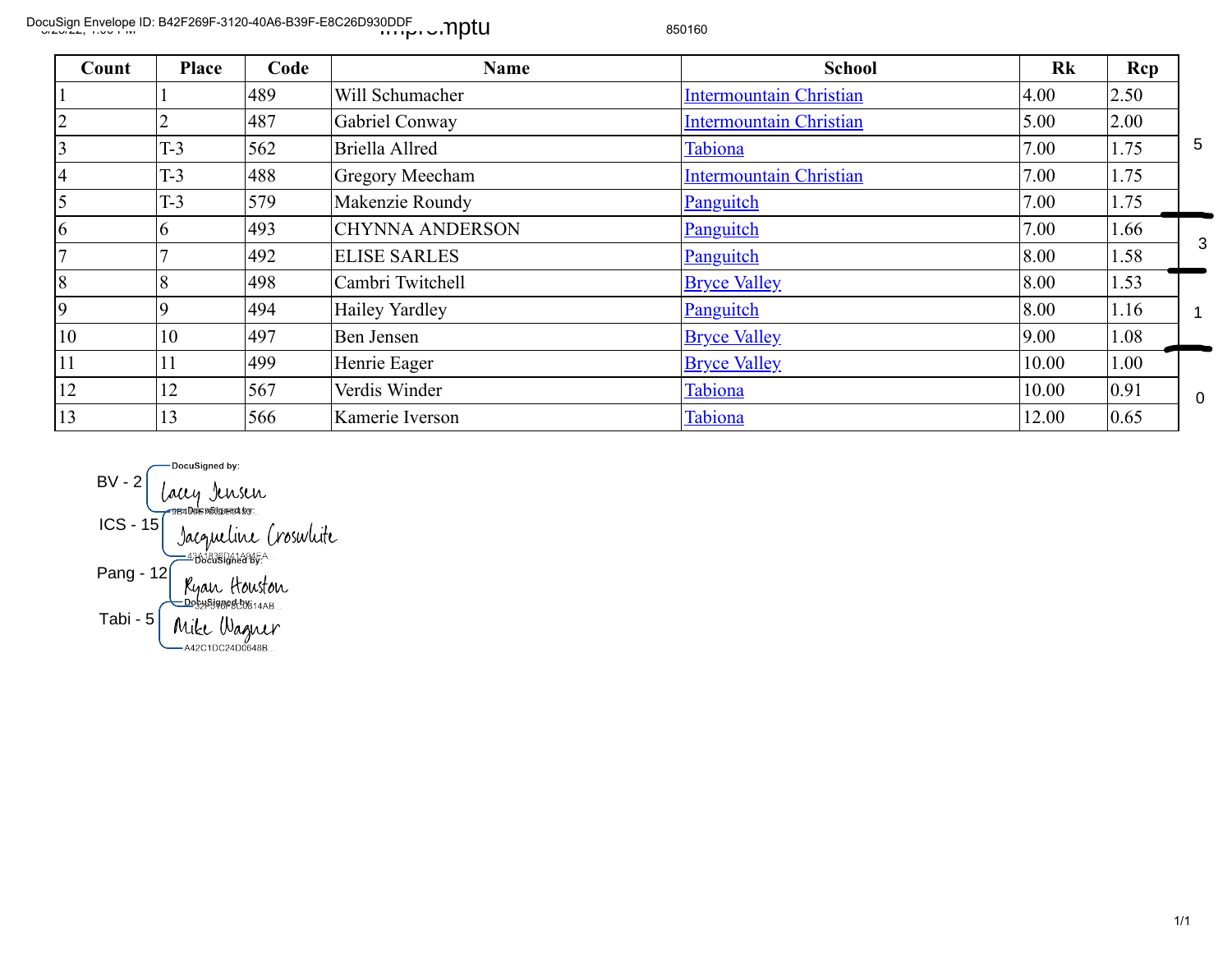DocuSign Envelope ID: B42F269F-3120-40A6-B39F-E8C26D930DDF

Impromptu

850160

| Count | Place | Code | Name | School | Rk | Rcp |
|---|---|---|---|---|---|---|
| 1 | 1 | 489 | Will Schumacher | Intermountain Christian | 4.00 | 2.50 |
| 2 | 2 | 487 | Gabriel Conway | Intermountain Christian | 5.00 | 2.00 |
| 3 | T-3 | 562 | Briella Allred | Tabiona | 7.00 | 1.75 |
| 4 | T-3 | 488 | Gregory Meecham | Intermountain Christian | 7.00 | 1.75 |
| 5 | T-3 | 579 | Makenzie Roundy | Panguitch | 7.00 | 1.75 |
| 6 | 6 | 493 | CHYNNA ANDERSON | Panguitch | 7.00 | 1.66 |
| 7 | 7 | 492 | ELISE SARLES | Panguitch | 8.00 | 1.58 |
| 8 | 8 | 498 | Cambri Twitchell | Bryce Valley | 8.00 | 1.53 |
| 9 | 9 | 494 | Hailey Yardley | Panguitch | 8.00 | 1.16 |
| 10 | 10 | 497 | Ben Jensen | Bryce Valley | 9.00 | 1.08 |
| 11 | 11 | 499 | Henrie Eager | Bryce Valley | 10.00 | 1.00 |
| 12 | 12 | 567 | Verdis Winder | Tabiona | 10.00 | 0.91 |
| 13 | 13 | 566 | Kamerie Iverson | Tabiona | 12.00 | 0.65 |

5

3

1

0

BV - 2 — DocuSigned by: Lacey Jensen

ICS - 15 — DocuSigned by: Jacqueline Croswhite

Pang - 12 — DocuSigned by: Ryan Houston

Tabi - 5 — DocuSigned by: Mike Wagner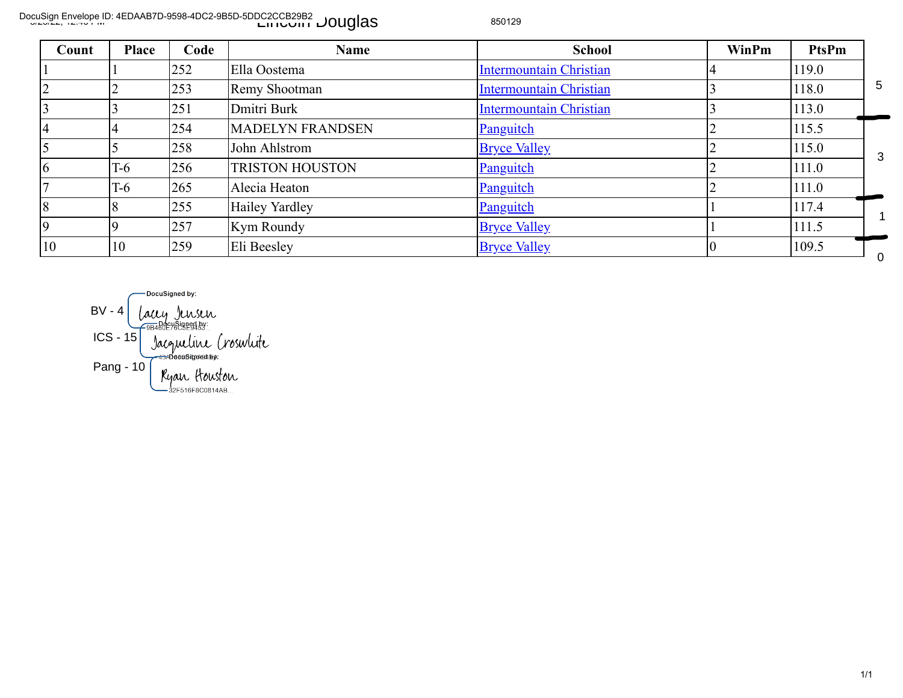DocuSign Envelope ID: 4EDAAB7D-9598-4DC2-9B5D-5DDC2CCB29B2

# Lincoln Douglas

850129

| Count | Place | Code | Name | School | WinPm | PtsPm |
|---|---|---|---|---|---|---|
| 1 | 1 | 252 | Ella Oostema | Intermountain Christian | 4 | 119.0 |
| 2 | 2 | 253 | Remy Shootman | Intermountain Christian | 3 | 118.0 |
| 3 | 3 | 251 | Dmitri Burk | Intermountain Christian | 3 | 113.0 |
| 4 | 4 | 254 | MADELYN FRANDSEN | Panguitch | 2 | 115.5 |
| 5 | 5 | 258 | John Ahlstrom | Bryce Valley | 2 | 115.0 |
| 6 | T-6 | 256 | TRISTON HOUSTON | Panguitch | 2 | 111.0 |
| 7 | T-6 | 265 | Alecia Heaton | Panguitch | 2 | 111.0 |
| 8 | 8 | 255 | Hailey Yardley | Panguitch | 1 | 117.4 |
| 9 | 9 | 257 | Kym Roundy | Bryce Valley | 1 | 111.5 |
| 10 | 10 | 259 | Eli Beesley | Bryce Valley | 0 | 109.5 |

5

3

1

0

BV - 4 DocuSigned by: Lacey Jensen 9B460E76C5E9453...

ICS - 15 DocuSigned by: Jacqueline Croswhite

Pang - 10 DocuSigned by: Ryan Houston 32F516F8C0814AB...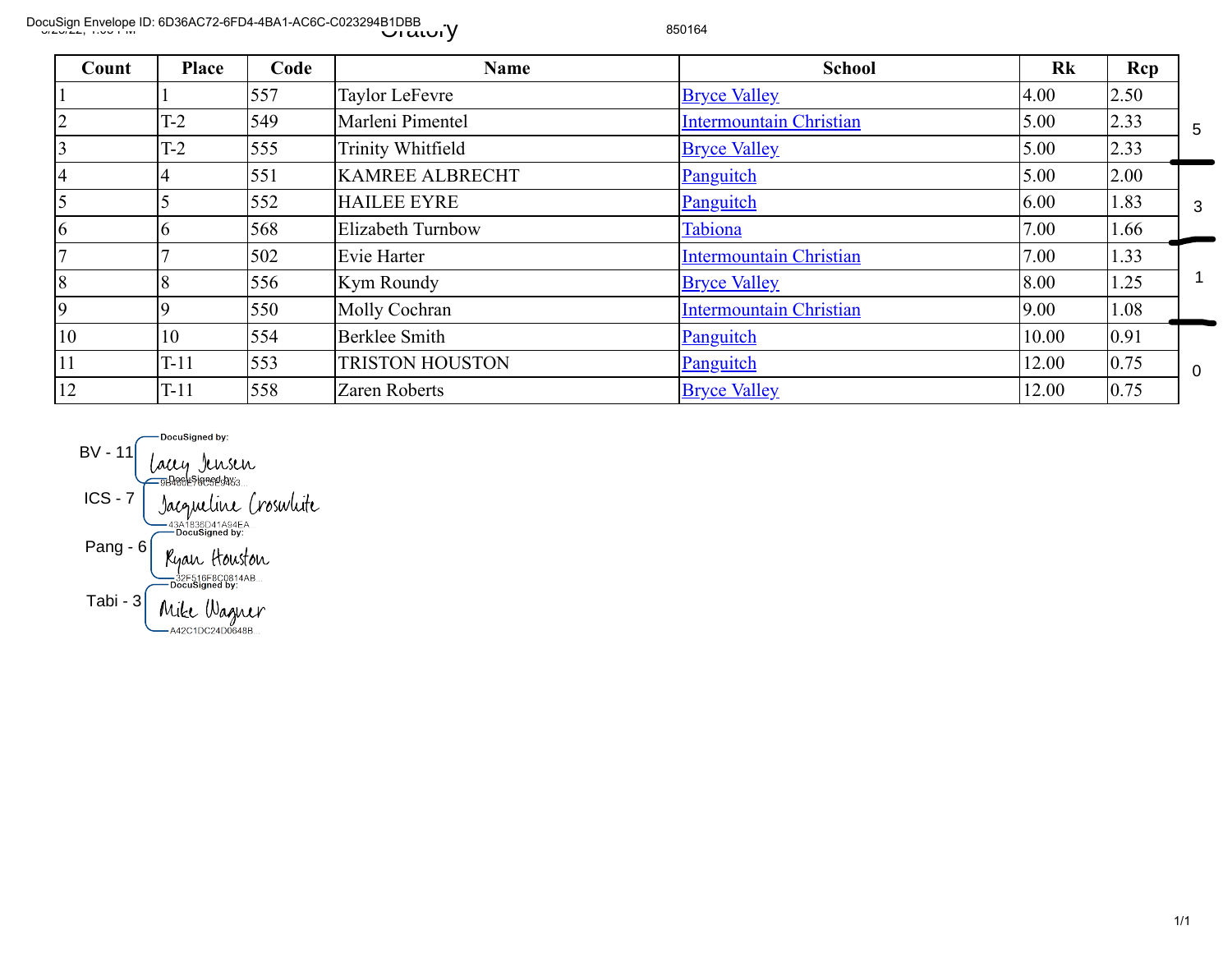DocuSign Envelope ID: 6D36AC72-6FD4-4BA1-AC6C-C023294B1DBB

# Oratory

850164

| Count | Place | Code | Name | School | Rk | Rcp | |
|---|---|---|---|---|---|---|---|
| 1 | 1 | 557 | Taylor LeFevre | Bryce Valley | 4.00 | 2.50 | |
| 2 | T-2 | 549 | Marleni Pimentel | Intermountain Christian | 5.00 | 2.33 | 5 |
| 3 | T-2 | 555 | Trinity Whitfield | Bryce Valley | 5.00 | 2.33 | |
| 4 | 4 | 551 | KAMREE ALBRECHT | Panguitch | 5.00 | 2.00 | |
| 5 | 5 | 552 | HAILEE EYRE | Panguitch | 6.00 | 1.83 | 3 |
| 6 | 6 | 568 | Elizabeth Turnbow | Tabiona | 7.00 | 1.66 | |
| 7 | 7 | 502 | Evie Harter | Intermountain Christian | 7.00 | 1.33 | |
| 8 | 8 | 556 | Kym Roundy | Bryce Valley | 8.00 | 1.25 | 1 |
| 9 | 9 | 550 | Molly Cochran | Intermountain Christian | 9.00 | 1.08 | |
| 10 | 10 | 554 | Berklee Smith | Panguitch | 10.00 | 0.91 | |
| 11 | T-11 | 553 | TRISTON HOUSTON | Panguitch | 12.00 | 0.75 | 0 |
| 12 | T-11 | 558 | Zaren Roberts | Bryce Valley | 12.00 | 0.75 | |

BV - 11 — DocuSigned by: Lacey Jensen 9B460E76C5E9463...

ICS - 7 — DocuSigned by: Jacqueline Croswhite 43A1836D41A94EA...

Pang - 6 — DocuSigned by: Ryan Houston 32F516F8C0814AB...

Tabi - 3 — DocuSigned by: Mike Wagner A42C1DC24D0648B...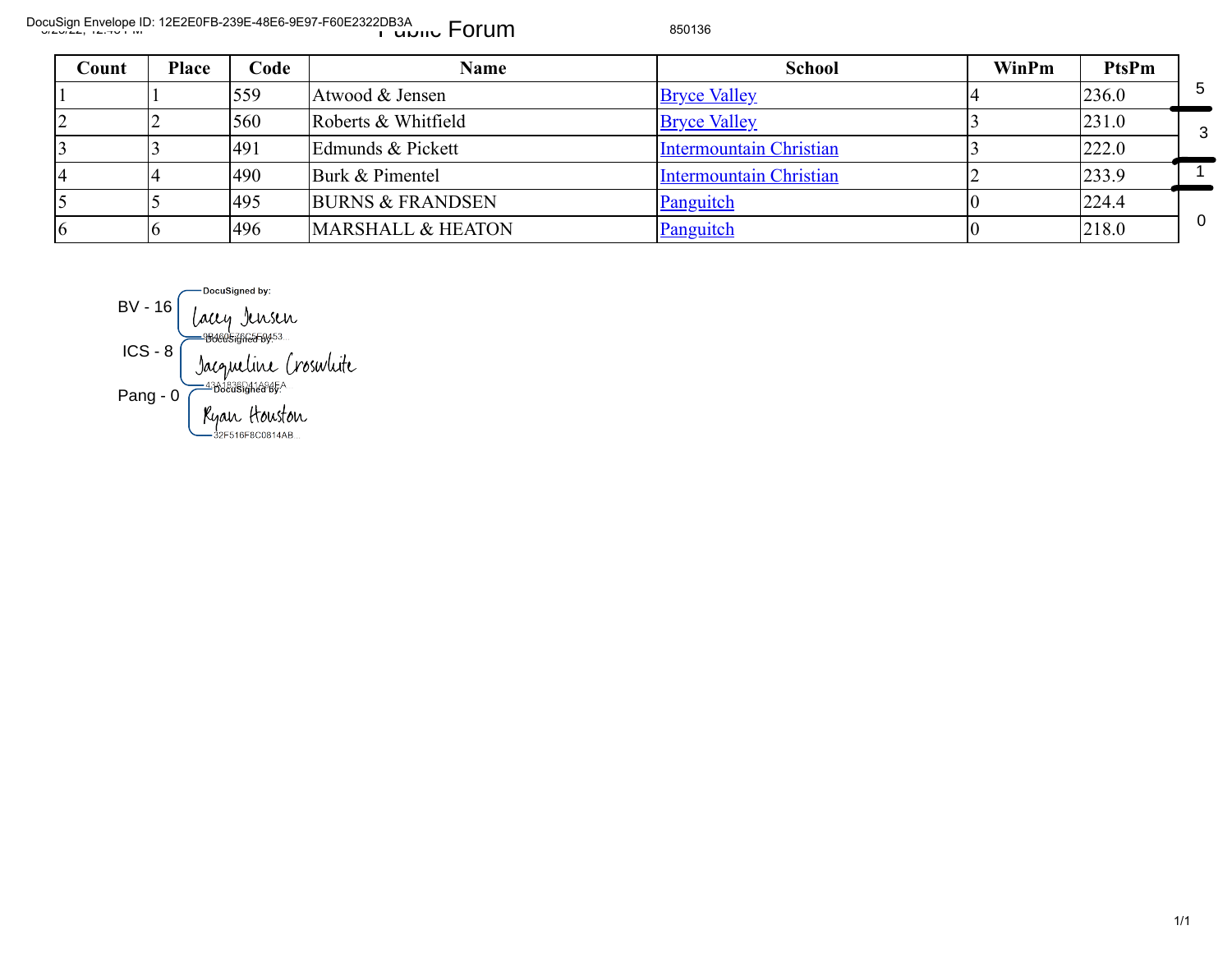# Public Forum

850136

| Count | Place | Code | Name | School | WinPm | PtsPm |  |
|---|---|---|---|---|---|---|---|
| 1 | 1 | 559 | Atwood & Jensen | Bryce Valley | 4 | 236.0 | 5 |
| 2 | 2 | 560 | Roberts & Whitfield | Bryce Valley | 3 | 231.0 | 3 |
| 3 | 3 | 491 | Edmunds & Pickett | Intermountain Christian | 3 | 222.0 | 3 |
| 4 | 4 | 490 | Burk & Pimentel | Intermountain Christian | 2 | 233.9 | 1 |
| 5 | 5 | 495 | BURNS & FRANDSEN | Panguitch | 0 | 224.4 | 0 |
| 6 | 6 | 496 | MARSHALL & HEATON | Panguitch | 0 | 218.0 | 0 |

BV - 16 — DocuSigned by: Lacey Jensen

ICS - 8 — DocuSigned by: Jacqueline Croswhite

Pang - 0 — DocuSigned by: Ryan Houston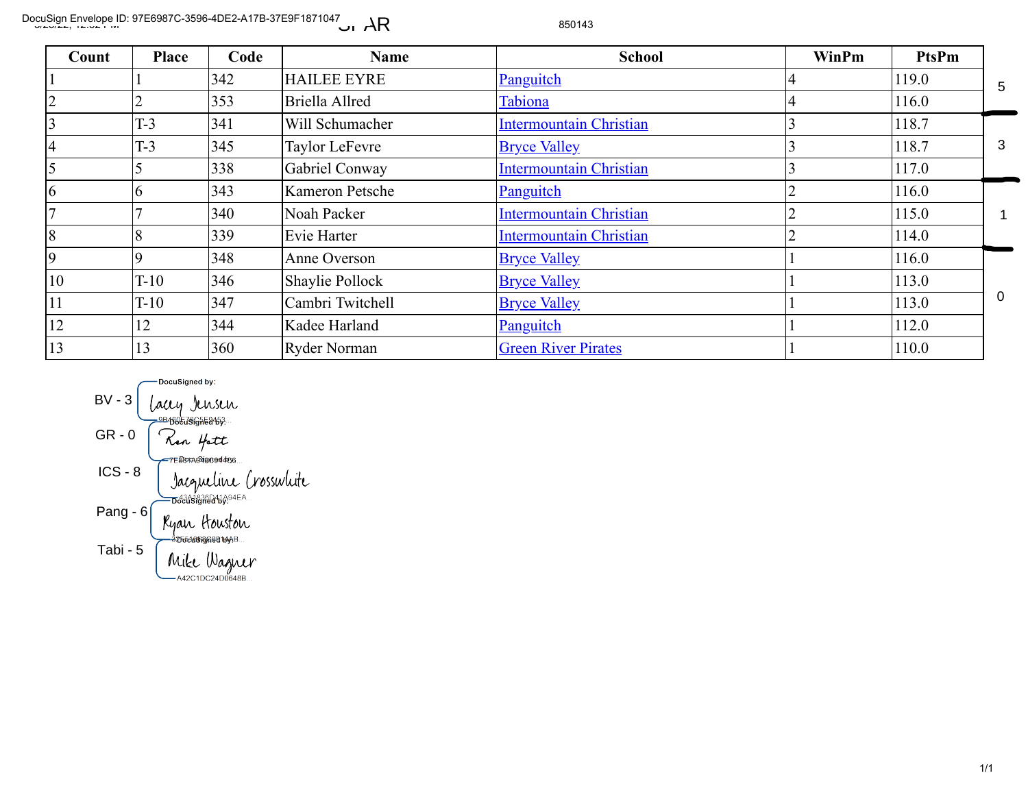DocuSign Envelope ID: 97E6987C-3596-4DE2-A17B-37E9F1871047

SPAR

850143

| Count | Place | Code | Name | School | WinPm | PtsPm | |
|---|---|---|---|---|---|---|---|
| 1 | 1 | 342 | HAILEE EYRE | Panguitch | 4 | 119.0 | 5 |
| 2 | 2 | 353 | Briella Allred | Tabiona | 4 | 116.0 | |
| 3 | T-3 | 341 | Will Schumacher | Intermountain Christian | 3 | 118.7 | 3 |
| 4 | T-3 | 345 | Taylor LeFevre | Bryce Valley | 3 | 118.7 | |
| 5 | 5 | 338 | Gabriel Conway | Intermountain Christian | 3 | 117.0 | |
| 6 | 6 | 343 | Kameron Petsche | Panguitch | 2 | 116.0 | 1 |
| 7 | 7 | 340 | Noah Packer | Intermountain Christian | 2 | 115.0 | |
| 8 | 8 | 339 | Evie Harter | Intermountain Christian | 2 | 114.0 | |
| 9 | 9 | 348 | Anne Overson | Bryce Valley | 1 | 116.0 | 0 |
| 10 | T-10 | 346 | Shaylie Pollock | Bryce Valley | 1 | 113.0 | |
| 11 | T-10 | 347 | Cambri Twitchell | Bryce Valley | 1 | 113.0 | |
| 12 | 12 | 344 | Kadee Harland | Panguitch | 1 | 112.0 | |
| 13 | 13 | 360 | Ryder Norman | Green River Pirates | 1 | 110.0 | |

BV - 3 — DocuSigned by: Lacey Jensen — 9B460E76C5E0453...

GR - 0 — DocuSigned by: Ron Hatt — 7E39A7A6B0914D6...

ICS - 8 — DocuSigned by: Jacqueline Crosswhite — 43A4836D41A94EA...

Pang - 6 — DocuSigned by: Ryan Houston — 3E5A9582A861AAB...

Tabi - 5 — DocuSigned by: Mike Wagner — A42C1DC24D0648B...